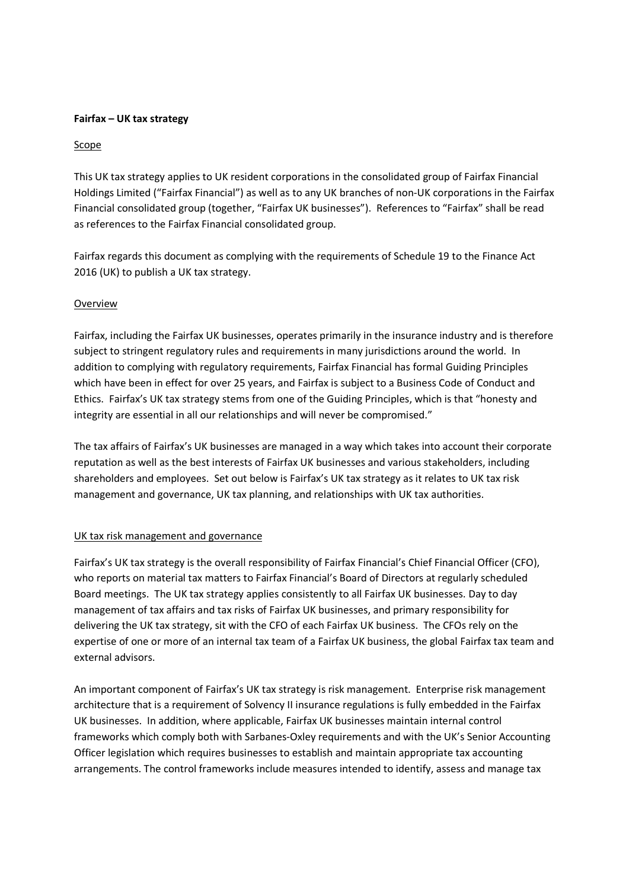**Fairfax – UK tax strategy**

Scope

This UK tax strategy applies to UK resident corporations in the consolidated group of Fairfax Financial Holdings Limited ("Fairfax Financial") as well as to any UK branches of non-UK corporations in the Fairfax Financial consolidated group (together, "Fairfax UK businesses"). References to "Fairfax" shall be read as references to the Fairfax Financial consolidated group.

Fairfax regards this document as complying with the requirements of Schedule 19 to the Finance Act 2016 (UK) to publish a UK tax strategy.

Overview

Fairfax, including the Fairfax UK businesses, operates primarily in the insurance industry and is therefore subject to stringent regulatory rules and requirements in many jurisdictions around the world. In addition to complying with regulatory requirements, Fairfax Financial has formal Guiding Principles which have been in effect for over 25 years, and Fairfax is subject to a Business Code of Conduct and Ethics. Fairfax's UK tax strategy stems from one of the Guiding Principles, which is that "honesty and integrity are essential in all our relationships and will never be compromised."

The tax affairs of Fairfax's UK businesses are managed in a way which takes into account their corporate reputation as well as the best interests of Fairfax UK businesses and various stakeholders, including shareholders and employees. Set out below is Fairfax's UK tax strategy as it relates to UK tax risk management and governance, UK tax planning, and relationships with UK tax authorities.

UK tax risk management and governance

Fairfax's UK tax strategy is the overall responsibility of Fairfax Financial's Chief Financial Officer (CFO), who reports on material tax matters to Fairfax Financial's Board of Directors at regularly scheduled Board meetings. The UK tax strategy applies consistently to all Fairfax UK businesses. Day to day management of tax affairs and tax risks of Fairfax UK businesses, and primary responsibility for delivering the UK tax strategy, sit with the CFO of each Fairfax UK business. The CFOs rely on the expertise of one or more of an internal tax team of a Fairfax UK business, the global Fairfax tax team and external advisors.

An important component of Fairfax's UK tax strategy is risk management. Enterprise risk management architecture that is a requirement of Solvency II insurance regulations is fully embedded in the Fairfax UK businesses. In addition, where applicable, Fairfax UK businesses maintain internal control frameworks which comply both with Sarbanes-Oxley requirements and with the UK's Senior Accounting Officer legislation which requires businesses to establish and maintain appropriate tax accounting arrangements. The control frameworks include measures intended to identify, assess and manage tax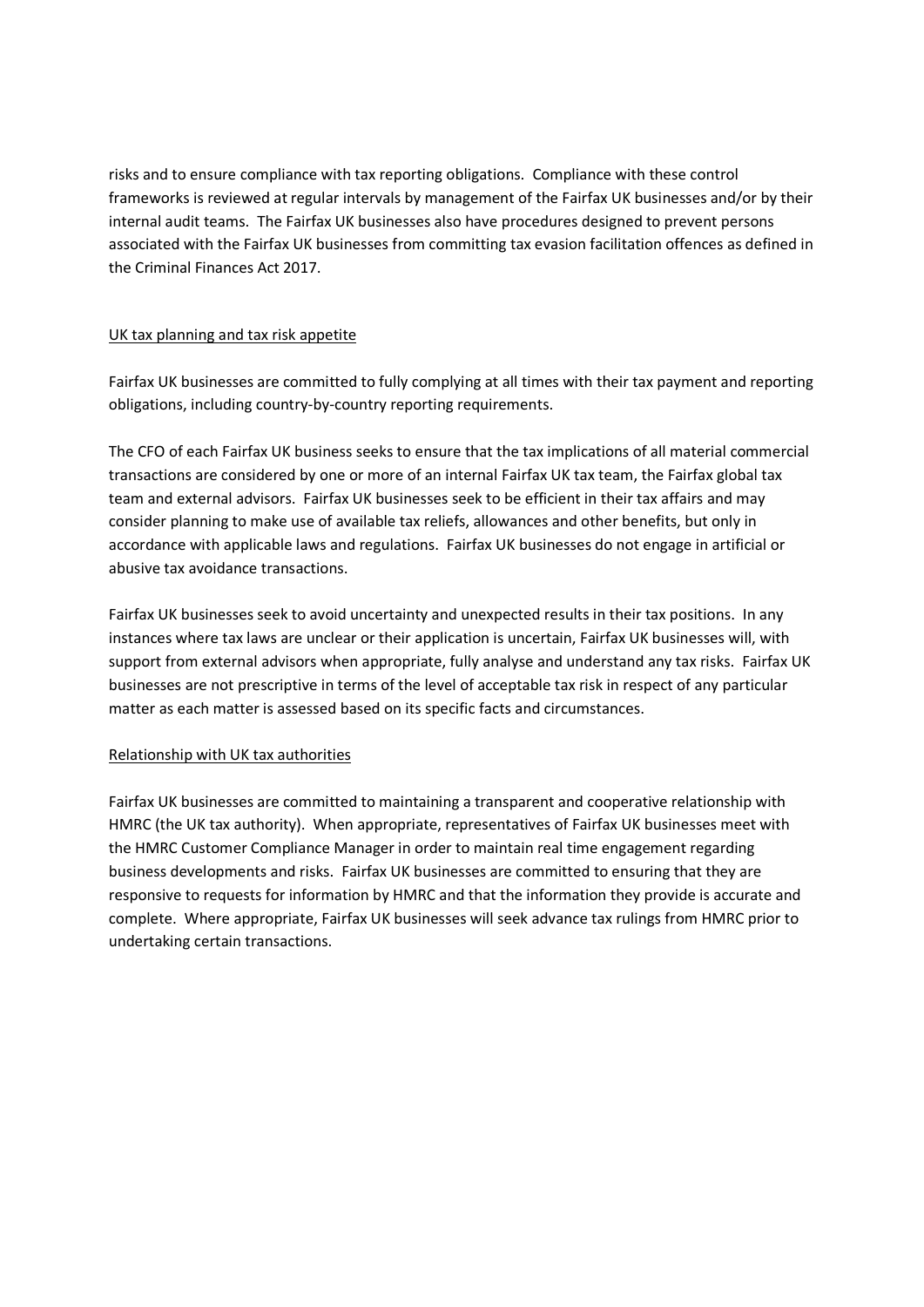risks and to ensure compliance with tax reporting obligations. Compliance with these control frameworks is reviewed at regular intervals by management of the Fairfax UK businesses and/or by their internal audit teams. The Fairfax UK businesses also have procedures designed to prevent persons associated with the Fairfax UK businesses from committing tax evasion facilitation offences as defined in the Criminal Finances Act 2017.

## UK tax planning and tax risk appetite

Fairfax UK businesses are committed to fully complying at all times with their tax payment and reporting obligations, including country-by-country reporting requirements.

The CFO of each Fairfax UK business seeks to ensure that the tax implications of all material commercial transactions are considered by one or more of an internal Fairfax UK tax team, the Fairfax global tax team and external advisors. Fairfax UK businesses seek to be efficient in their tax affairs and may consider planning to make use of available tax reliefs, allowances and other benefits, but only in accordance with applicable laws and regulations. Fairfax UK businesses do not engage in artificial or abusive tax avoidance transactions.

Fairfax UK businesses seek to avoid uncertainty and unexpected results in their tax positions. In any instances where tax laws are unclear or their application is uncertain, Fairfax UK businesses will, with support from external advisors when appropriate, fully analyse and understand any tax risks. Fairfax UK businesses are not prescriptive in terms of the level of acceptable tax risk in respect of any particular matter as each matter is assessed based on its specific facts and circumstances.

## Relationship with UK tax authorities

Fairfax UK businesses are committed to maintaining a transparent and cooperative relationship with HMRC (the UK tax authority). When appropriate, representatives of Fairfax UK businesses meet with the HMRC Customer Compliance Manager in order to maintain real time engagement regarding business developments and risks. Fairfax UK businesses are committed to ensuring that they are responsive to requests for information by HMRC and that the information they provide is accurate and complete. Where appropriate, Fairfax UK businesses will seek advance tax rulings from HMRC prior to undertaking certain transactions.